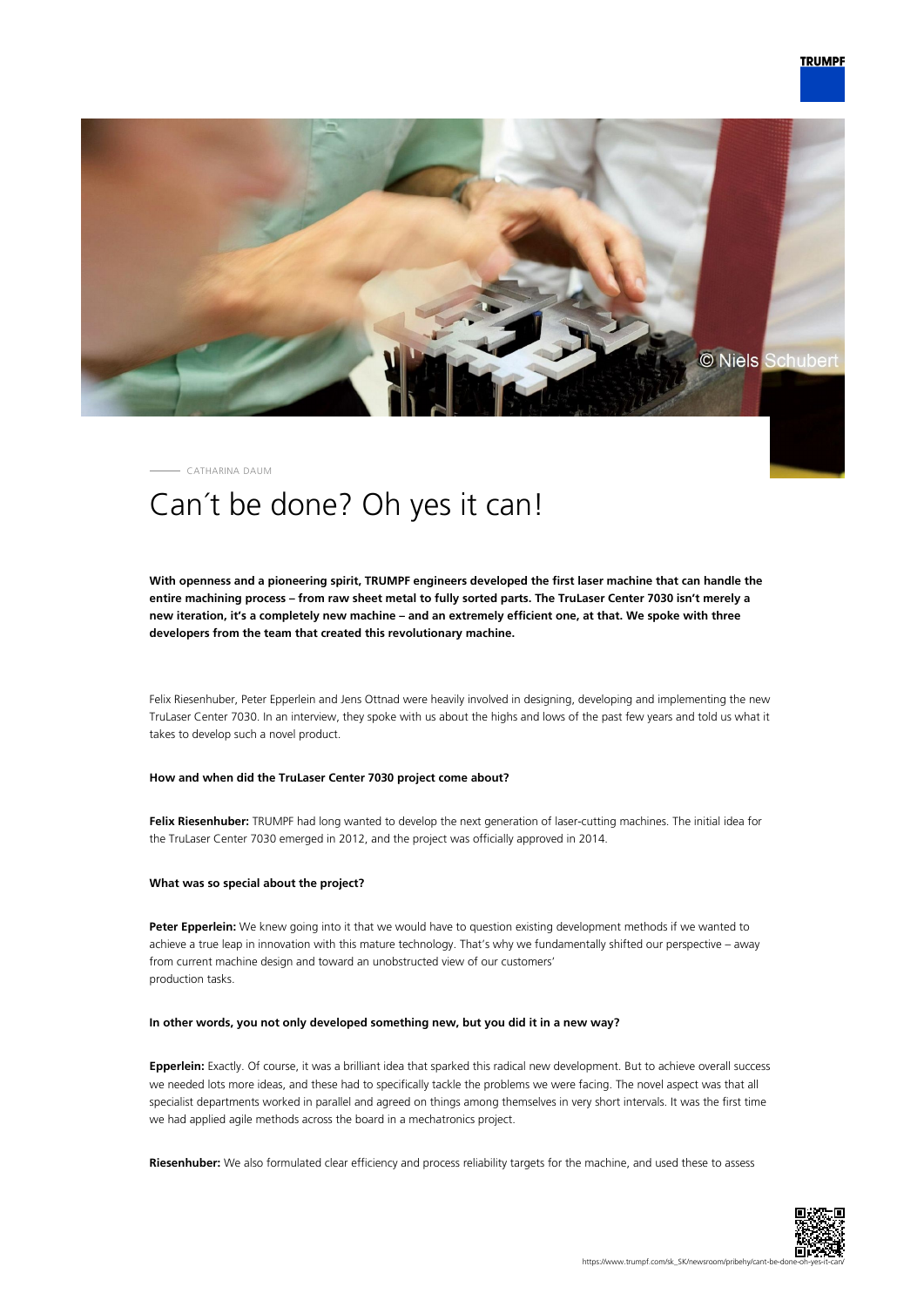CATHARINA DAUM

# Can´t be done? Oh yes it can!

**With openness and a pioneering spirit, TRUMPF engineers developed the first laser machine that can handle the entire machining process – from raw sheet metal to fully sorted parts. The TruLaser Center 7030 isn't merely a new iteration, it's a completely new machine – and an extremely efficient one, at that. We spoke with three developers from the team that created this revolutionary machine.**

Felix Riesenhuber, Peter Epperlein and Jens Ottnad were heavily involved in designing, developing and implementing the new TruLaser Center 7030. In an interview, they spoke with us about the highs and lows of the past few years and told us what it takes to develop such a novel product.

**How and when did the TruLaser Center 7030 project come about?**

**Felix Riesenhuber:** TRUMPF had long wanted to develop the next generation of laser-cutting machines. The initial idea for the TruLaser Center 7030 emerged in 2012, and the project was officially approved in 2014.

**What was so special about the project?**

**Peter Epperlein:** We knew going into it that we would have to question existing development methods if we wanted to achieve a true leap in innovation with this mature technology. That's why we fundamentally shifted our perspective – away from current machine design and toward an unobstructed view of our customers' production tasks.

**In other words, you not only developed something new, but you did it in a new way?**

**Epperlein:** Exactly. Of course, it was a brilliant idea that sparked this radical new development. But to achieve overall success we needed lots more ideas, and these had to specifically tackle the problems we were facing. The novel aspect was that all specialist departments worked in parallel and agreed on things among themselves in very short intervals. It was the first time we had applied agile methods across the board in a mechatronics project.

**Riesenhuber:** We also formulated clear efficiency and process reliability targets for the machine, and used these to assess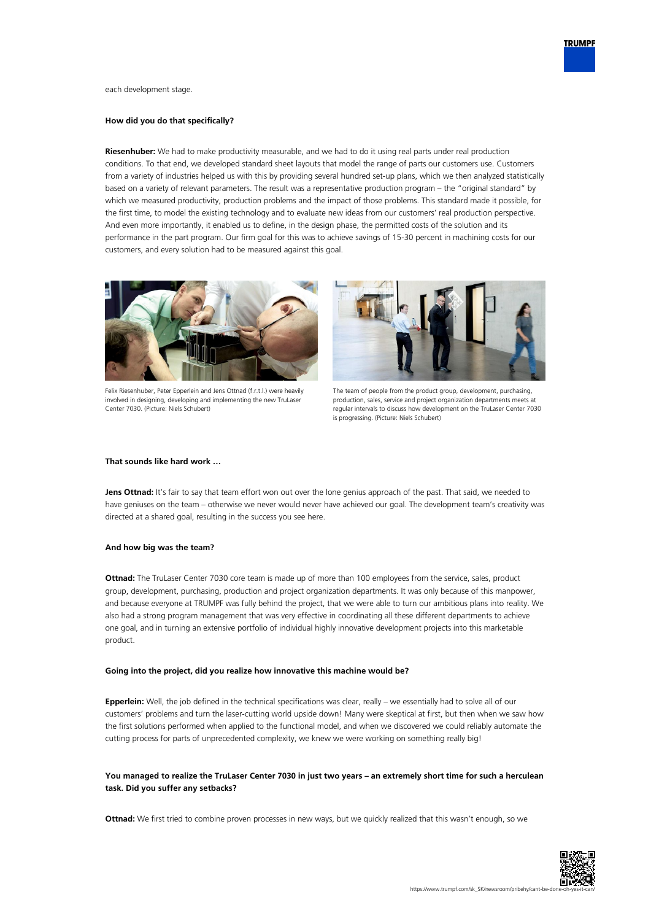each development stage.

**How did you do that specifically?**

**Riesenhuber:** We had to make productivity measurable, and we had to do it using real parts under real production conditions. To that end, we developed standard sheet layouts that model the range of parts our customers use. Customers from a variety of industries helped us with this by providing several hundred set-up plans, which we then analyzed statistically based on a variety of relevant parameters. The result was a representative production program – the "original standard" by which we measured productivity, production problems and the impact of those problems. This standard made it possible, for the first time, to model the existing technology and to evaluate new ideas from our customers' real production perspective. And even more importantly, it enabled us to define, in the design phase, the permitted costs of the solution and its performance in the part program. Our firm goal for this was to achieve savings of 15-30 percent in machining costs for our customers, and every solution had to be measured against this goal.

Felix Riesenhuber, Peter Epperlein and Jens Ottnad (f.r.t.l.) were heavily involved in designing, developing and implementing the new TruLaser Center 7030. (Picture: Niels Schubert)

The team of people from the product group, development, purchasing, production, sales, service and project organization departments meets at regular intervals to discuss how development on the TruLaser Center 7030 is progressing. (Picture: Niels Schubert)

**That sounds like hard work …**

**Jens Ottnad:** It's fair to say that team effort won out over the lone genius approach of the past. That said, we needed to have geniuses on the team – otherwise we never would never have achieved our goal. The development team's creativity was directed at a shared goal, resulting in the success you see here.

**And how big was the team?**

**Ottnad:** The TruLaser Center 7030 core team is made up of more than 100 employees from the service, sales, product group, development, purchasing, production and project organization departments. It was only because of this manpower, and because everyone at TRUMPF was fully behind the project, that we were able to turn our ambitious plans into reality. We also had a strong program management that was very effective in coordinating all these different departments to achieve one goal, and in turning an extensive portfolio of individual highly innovative development projects into this marketable product.

**Going into the project, did you realize how innovative this machine would be?**

**Epperlein:** Well, the job defined in the technical specifications was clear, really – we essentially had to solve all of our customers' problems and turn the laser-cutting world upside down! Many were skeptical at first, but then when we saw how the first solutions performed when applied to the functional model, and when we discovered we could reliably automate the cutting process for parts of unprecedented complexity, we knew we were working on something really big!

**You managed to realize the TruLaser Center 7030 in just two years – an extremely short time for such a herculean task. Did you suffer any setbacks?**

**Ottnad:** We first tried to combine proven processes in new ways, but we quickly realized that this wasn't enough, so we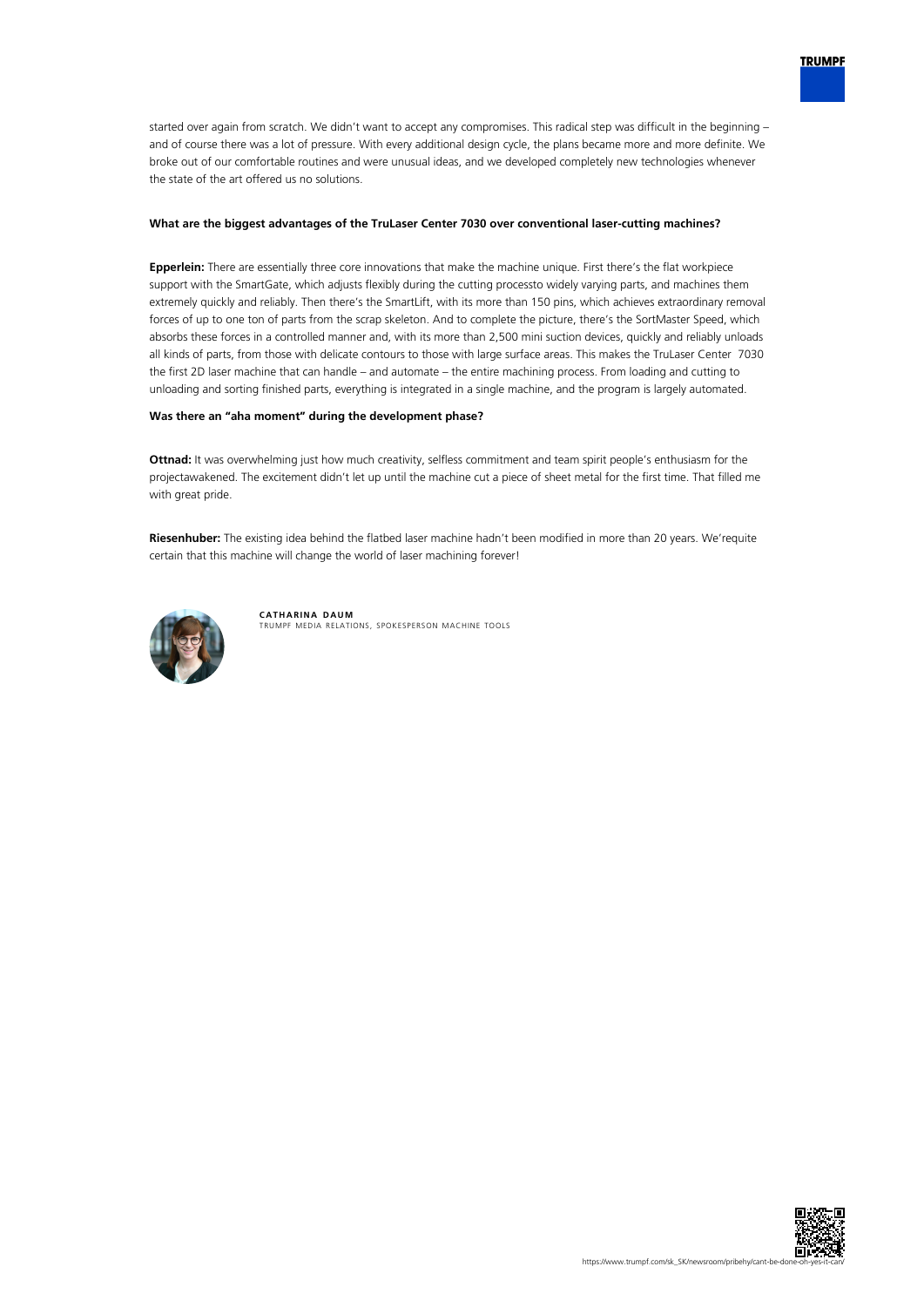started over again from scratch. We didn't want to accept any compromises. This radical step was difficult in the beginning – and of course there was a lot of pressure. With every additional design cycle, the plans became more and more definite. We broke out of our comfortable routines and were unusual ideas, and we developed completely new technologies whenever the state of the art offered us no solutions.

**What are the biggest advantages of the TruLaser Center 7030 over conventional laser-cutting machines?**

**Epperlein:** There are essentially three core innovations that make the machine unique. First there's the flat workpiece support with the SmartGate, which adjusts flexibly during the cutting processto widely varying parts, and machines them extremely quickly and reliably. Then there's the SmartLift, with its more than 150 pins, which achieves extraordinary removal forces of up to one ton of parts from the scrap skeleton. And to complete the picture, there's the SortMaster Speed, which absorbs these forces in a controlled manner and, with its more than 2,500 mini suction devices, quickly and reliably unloads all kinds of parts, from those with delicate contours to those with large surface areas. This makes the TruLaser Center 7030 the first 2D laser machine that can handle – and automate – the entire machining process. From loading and cutting to unloading and sorting finished parts, everything is integrated in a single machine, and the program is largely automated.

**Was there an "aha moment" during the development phase?**

**Ottnad:** It was overwhelming just how much creativity, selfless commitment and team spirit people's enthusiasm for the projectawakened. The excitement didn't let up until the machine cut a piece of sheet metal for the first time. That filled me with great pride.

**Riesenhuber:** The existing idea behind the flatbed laser machine hadn't been modified in more than 20 years. We'requite certain that this machine will change the world of laser machining forever!

**CATHARINA DAUM**
TRUMPF MEDIA RELATIONS, SPOKESPERSON MACHINE TOOLS